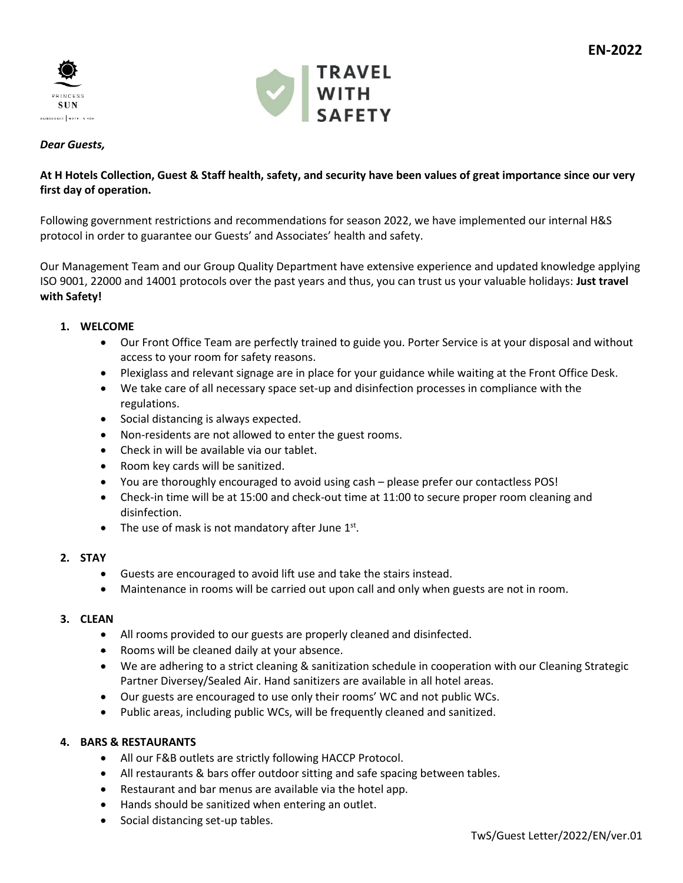EN-2022

PRINCESS SUN

TRAVEL WITH SAFETY

***Dear Guests,***

**At H Hotels Collection, Guest & Staff health, safety, and security have been values of great importance since our very first day of operation.**

Following government restrictions and recommendations for season 2022, we have implemented our internal H&S protocol in order to guarantee our Guests' and Associates' health and safety.

Our Management Team and our Group Quality Department have extensive experience and updated knowledge applying ISO 9001, 22000 and 14001 protocols over the past years and thus, you can trust us your valuable holidays: **Just travel with Safety!**

1. **WELCOME**
    - Our Front Office Team are perfectly trained to guide you. Porter Service is at your disposal and without access to your room for safety reasons.
    - Plexiglass and relevant signage are in place for your guidance while waiting at the Front Office Desk.
    - We take care of all necessary space set-up and disinfection processes in compliance with the regulations.
    - Social distancing is always expected.
    - Non-residents are not allowed to enter the guest rooms.
    - Check in will be available via our tablet.
    - Room key cards will be sanitized.
    - You are thoroughly encouraged to avoid using cash – please prefer our contactless POS!
    - Check-in time will be at 15:00 and check-out time at 11:00 to secure proper room cleaning and disinfection.
    - The use of mask is not mandatory after June 1st.

2. **STAY**
    - Guests are encouraged to avoid lift use and take the stairs instead.
    - Maintenance in rooms will be carried out upon call and only when guests are not in room.

3. **CLEAN**
    - All rooms provided to our guests are properly cleaned and disinfected.
    - Rooms will be cleaned daily at your absence.
    - We are adhering to a strict cleaning & sanitization schedule in cooperation with our Cleaning Strategic Partner Diversey/Sealed Air. Hand sanitizers are available in all hotel areas.
    - Our guests are encouraged to use only their rooms' WC and not public WCs.
    - Public areas, including public WCs, will be frequently cleaned and sanitized.

4. **BARS & RESTAURANTS**
    - All our F&B outlets are strictly following HACCP Protocol.
    - All restaurants & bars offer outdoor sitting and safe spacing between tables.
    - Restaurant and bar menus are available via the hotel app.
    - Hands should be sanitized when entering an outlet.
    - Social distancing set-up tables.

TwS/Guest Letter/2022/EN/ver.01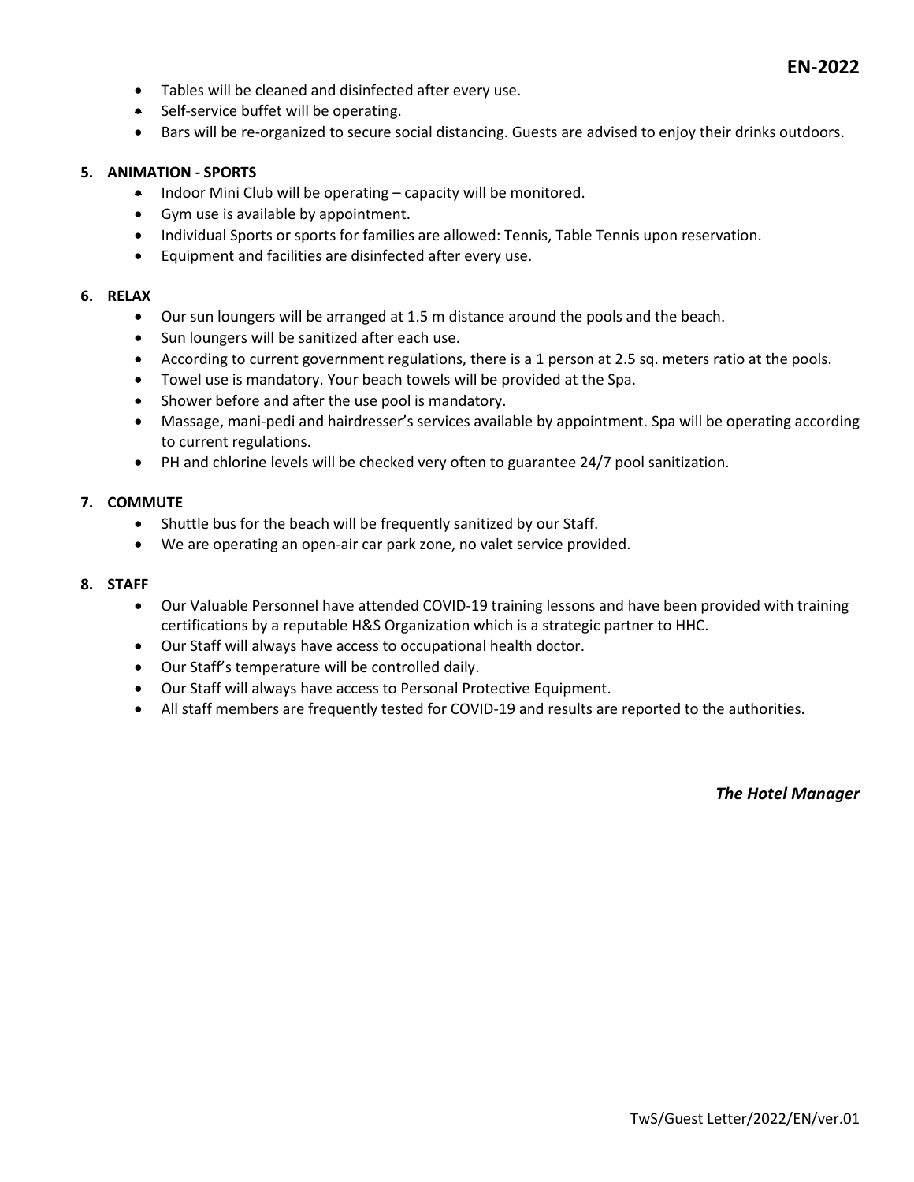- Tables will be cleaned and disinfected after every use.
- Self-service buffet will be operating.
- Bars will be re-organized to secure social distancing. Guests are advised to enjoy their drinks outdoors.

**5. ANIMATION - SPORTS**

- Indoor Mini Club will be operating – capacity will be monitored.
- Gym use is available by appointment.
- Individual Sports or sports for families are allowed: Tennis, Table Tennis upon reservation.
- Equipment and facilities are disinfected after every use.

**6. RELAX**

- Our sun loungers will be arranged at 1.5 m distance around the pools and the beach.
- Sun loungers will be sanitized after each use.
- According to current government regulations, there is a 1 person at 2.5 sq. meters ratio at the pools.
- Towel use is mandatory. Your beach towels will be provided at the Spa.
- Shower before and after the use pool is mandatory.
- Massage, mani-pedi and hairdresser's services available by appointment. Spa will be operating according to current regulations.
- PH and chlorine levels will be checked very often to guarantee 24/7 pool sanitization.

**7. COMMUTE**

- Shuttle bus for the beach will be frequently sanitized by our Staff.
- We are operating an open-air car park zone, no valet service provided.

**8. STAFF**

- Our Valuable Personnel have attended COVID-19 training lessons and have been provided with training certifications by a reputable H&S Organization which is a strategic partner to HHC.
- Our Staff will always have access to occupational health doctor.
- Our Staff's temperature will be controlled daily.
- Our Staff will always have access to Personal Protective Equipment.
- All staff members are frequently tested for COVID-19 and results are reported to the authorities.

***The Hotel Manager***